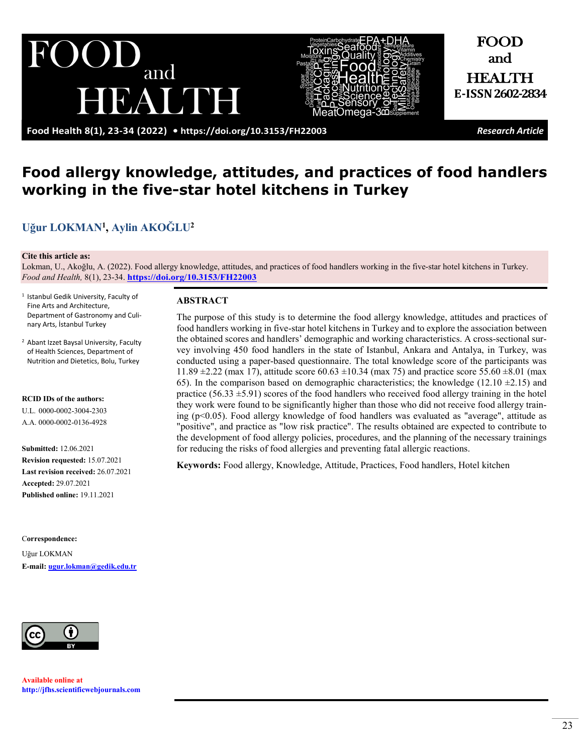Research Article

# Food allergy knowledge, attitudes, and practices of food handlers working in the five-star hotel kitchens in Turkey

**Uğur LOKMAN[1], Aylin AKOĞLU[2]**

**Cite this article as:**
Lokman, U., Akoğlu, A. (2022). Food allergy knowledge, attitudes, and practices of food handlers working in the five-star hotel kitchens in Turkey. *Food and Health,* 8(1), 23-34. **https://doi.org/10.3153/FH22003**

[1] Istanbul Gedik University, Faculty of Fine Arts and Architecture, Department of Gastronomy and Culinary Arts, İstanbul Turkey

[2] Abant Izzet Baysal University, Faculty of Health Sciences, Department of Nutrition and Dietetics, Bolu, Turkey

**RCID IDs of the authors:**
U.L. 0000-0002-3004-2303
A.A. 0000-0002-0136-4928

**Submitted:** 12.06.2021
**Revision requested:** 15.07.2021
**Last revision received:** 26.07.2021
**Accepted:** 29.07.2021
**Published online:** 19.11.2021

**Correspondence:**
Uğur LOKMAN
**E-mail:** ugur.lokman@gedik.edu.tr

**Available online at**
**http://jfhs.scientificwebjournals.com**

## ABSTRACT

The purpose of this study is to determine the food allergy knowledge, attitudes and practices of food handlers working in five-star hotel kitchens in Turkey and to explore the association between the obtained scores and handlers' demographic and working characteristics. A cross-sectional survey involving 450 food handlers in the state of Istanbul, Ankara and Antalya, in Turkey, was conducted using a paper-based questionnaire. The total knowledge score of the participants was 11.89 ±2.22 (max 17), attitude score 60.63 ±10.34 (max 75) and practice score 55.60 ±8.01 (max 65). In the comparison based on demographic characteristics; the knowledge (12.10 ±2.15) and practice (56.33 ±5.91) scores of the food handlers who received food allergy training in the hotel they work were found to be significantly higher than those who did not receive food allergy training ($p<0.05$). Food allergy knowledge of food handlers was evaluated as "average", attitude as "positive", and practice as "low risk practice". The results obtained are expected to contribute to the development of food allergy policies, procedures, and the planning of the necessary trainings for reducing the risks of food allergies and preventing fatal allergic reactions.

**Keywords:** Food allergy, Knowledge, Attitude, Practices, Food handlers, Hotel kitchen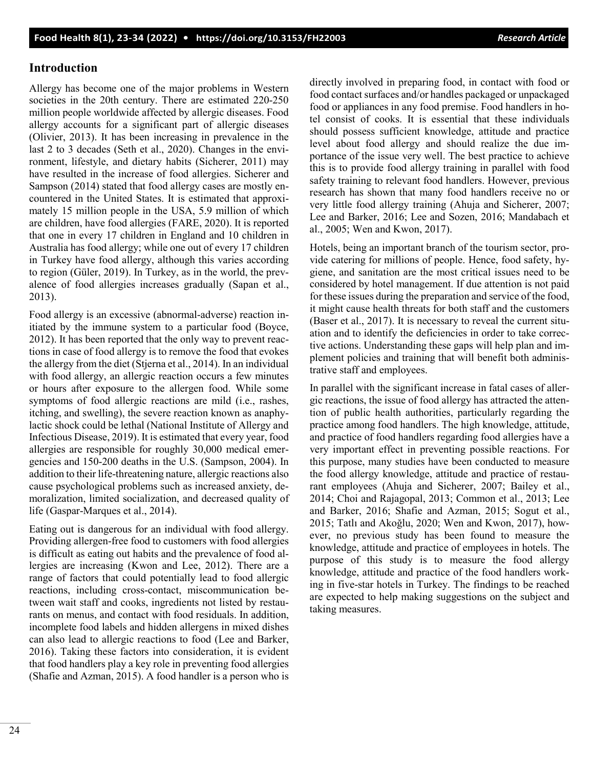## Introduction

Allergy has become one of the major problems in Western societies in the 20th century. There are estimated 220-250 million people worldwide affected by allergic diseases. Food allergy accounts for a significant part of allergic diseases (Olivier, 2013). It has been increasing in prevalence in the last 2 to 3 decades (Seth et al., 2020). Changes in the environment, lifestyle, and dietary habits (Sicherer, 2011) may have resulted in the increase of food allergies. Sicherer and Sampson (2014) stated that food allergy cases are mostly encountered in the United States. It is estimated that approximately 15 million people in the USA, 5.9 million of which are children, have food allergies (FARE, 2020). It is reported that one in every 17 children in England and 10 children in Australia has food allergy; while one out of every 17 children in Turkey have food allergy, although this varies according to region (Güler, 2019). In Turkey, as in the world, the prevalence of food allergies increases gradually (Sapan et al., 2013).

Food allergy is an excessive (abnormal-adverse) reaction initiated by the immune system to a particular food (Boyce, 2012). It has been reported that the only way to prevent reactions in case of food allergy is to remove the food that evokes the allergy from the diet (Stjerna et al., 2014). In an individual with food allergy, an allergic reaction occurs a few minutes or hours after exposure to the allergen food. While some symptoms of food allergic reactions are mild (i.e., rashes, itching, and swelling), the severe reaction known as anaphylactic shock could be lethal (National Institute of Allergy and Infectious Disease, 2019). It is estimated that every year, food allergies are responsible for roughly 30,000 medical emergencies and 150-200 deaths in the U.S. (Sampson, 2004). In addition to their life-threatening nature, allergic reactions also cause psychological problems such as increased anxiety, demoralization, limited socialization, and decreased quality of life (Gaspar-Marques et al., 2014).

Eating out is dangerous for an individual with food allergy. Providing allergen-free food to customers with food allergies is difficult as eating out habits and the prevalence of food allergies are increasing (Kwon and Lee, 2012). There are a range of factors that could potentially lead to food allergic reactions, including cross-contact, miscommunication between wait staff and cooks, ingredients not listed by restaurants on menus, and contact with food residuals. In addition, incomplete food labels and hidden allergens in mixed dishes can also lead to allergic reactions to food (Lee and Barker, 2016). Taking these factors into consideration, it is evident that food handlers play a key role in preventing food allergies (Shafie and Azman, 2015). A food handler is a person who is directly involved in preparing food, in contact with food or food contact surfaces and/or handles packaged or unpackaged food or appliances in any food premise. Food handlers in hotel consist of cooks. It is essential that these individuals should possess sufficient knowledge, attitude and practice level about food allergy and should realize the due importance of the issue very well. The best practice to achieve this is to provide food allergy training in parallel with food safety training to relevant food handlers. However, previous research has shown that many food handlers receive no or very little food allergy training (Ahuja and Sicherer, 2007; Lee and Barker, 2016; Lee and Sozen, 2016; Mandabach et al., 2005; Wen and Kwon, 2017).

Hotels, being an important branch of the tourism sector, provide catering for millions of people. Hence, food safety, hygiene, and sanitation are the most critical issues need to be considered by hotel management. If due attention is not paid for these issues during the preparation and service of the food, it might cause health threats for both staff and the customers (Baser et al., 2017). It is necessary to reveal the current situation and to identify the deficiencies in order to take corrective actions. Understanding these gaps will help plan and implement policies and training that will benefit both administrative staff and employees.

In parallel with the significant increase in fatal cases of allergic reactions, the issue of food allergy has attracted the attention of public health authorities, particularly regarding the practice among food handlers. The high knowledge, attitude, and practice of food handlers regarding food allergies have a very important effect in preventing possible reactions. For this purpose, many studies have been conducted to measure the food allergy knowledge, attitude and practice of restaurant employees (Ahuja and Sicherer, 2007; Bailey et al., 2014; Choi and Rajagopal, 2013; Common et al., 2013; Lee and Barker, 2016; Shafie and Azman, 2015; Sogut et al., 2015; Tatlı and Akoğlu, 2020; Wen and Kwon, 2017), however, no previous study has been found to measure the knowledge, attitude and practice of employees in hotels. The purpose of this study is to measure the food allergy knowledge, attitude and practice of the food handlers working in five-star hotels in Turkey. The findings to be reached are expected to help making suggestions on the subject and taking measures.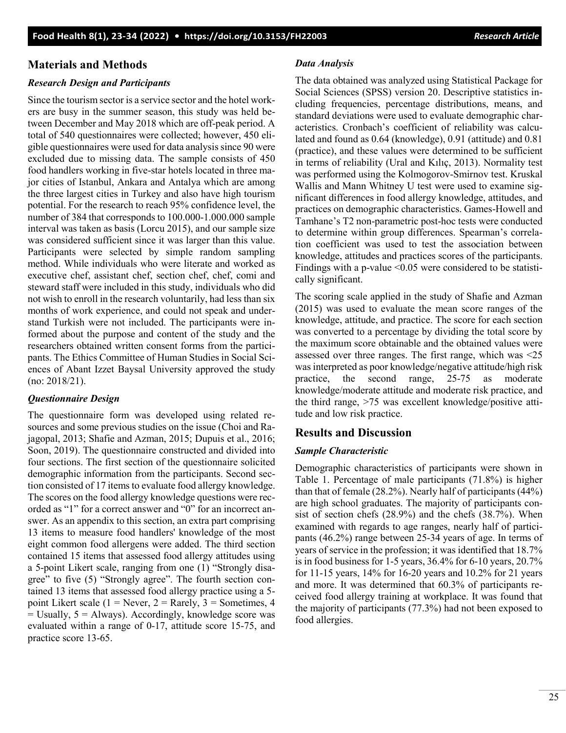## Materials and Methods

### *Research Design and Participants*

Since the tourism sector is a service sector and the hotel workers are busy in the summer season, this study was held between December and May 2018 which are off-peak period. A total of 540 questionnaires were collected; however, 450 eligible questionnaires were used for data analysis since 90 were excluded due to missing data. The sample consists of 450 food handlers working in five-star hotels located in three major cities of Istanbul, Ankara and Antalya which are among the three largest cities in Turkey and also have high tourism potential. For the research to reach 95% confidence level, the number of 384 that corresponds to 100.000-1.000.000 sample interval was taken as basis (Lorcu 2015), and our sample size was considered sufficient since it was larger than this value. Participants were selected by simple random sampling method. While individuals who were literate and worked as executive chef, assistant chef, section chef, chef, comi and steward staff were included in this study, individuals who did not wish to enroll in the research voluntarily, had less than six months of work experience, and could not speak and understand Turkish were not included. The participants were informed about the purpose and content of the study and the researchers obtained written consent forms from the participants. The Ethics Committee of Human Studies in Social Sciences of Abant Izzet Baysal University approved the study (no: 2018/21).

### *Questionnaire Design*

The questionnaire form was developed using related resources and some previous studies on the issue (Choi and Rajagopal, 2013; Shafie and Azman, 2015; Dupuis et al., 2016; Soon, 2019). The questionnaire constructed and divided into four sections. The first section of the questionnaire solicited demographic information from the participants. Second section consisted of 17 items to evaluate food allergy knowledge. The scores on the food allergy knowledge questions were recorded as "1" for a correct answer and "0" for an incorrect answer. As an appendix to this section, an extra part comprising 13 items to measure food handlers' knowledge of the most eight common food allergens were added. The third section contained 15 items that assessed food allergy attitudes using a 5-point Likert scale, ranging from one (1) "Strongly disagree" to five (5) "Strongly agree". The fourth section contained 13 items that assessed food allergy practice using a 5-point Likert scale (1 = Never, 2 = Rarely, 3 = Sometimes, 4 = Usually, 5 = Always). Accordingly, knowledge score was evaluated within a range of 0-17, attitude score 15-75, and practice score 13-65.

### *Data Analysis*

The data obtained was analyzed using Statistical Package for Social Sciences (SPSS) version 20. Descriptive statistics including frequencies, percentage distributions, means, and standard deviations were used to evaluate demographic characteristics. Cronbach's coefficient of reliability was calculated and found as 0.64 (knowledge), 0.91 (attitude) and 0.81 (practice), and these values were determined to be sufficient in terms of reliability (Ural and Kılıç, 2013). Normality test was performed using the Kolmogorov-Smirnov test. Kruskal Wallis and Mann Whitney U test were used to examine significant differences in food allergy knowledge, attitudes, and practices on demographic characteristics. Games-Howell and Tamhane's T2 non-parametric post-hoc tests were conducted to determine within group differences. Spearman's correlation coefficient was used to test the association between knowledge, attitudes and practices scores of the participants. Findings with a p-value $<0.05$ were considered to be statistically significant.

The scoring scale applied in the study of Shafie and Azman (2015) was used to evaluate the mean score ranges of the knowledge, attitude, and practice. The score for each section was converted to a percentage by dividing the total score by the maximum score obtainable and the obtained values were assessed over three ranges. The first range, which was <25 was interpreted as poor knowledge/negative attitude/high risk practice, the second range, 25-75 as moderate knowledge/moderate attitude and moderate risk practice, and the third range, >75 was excellent knowledge/positive attitude and low risk practice.

## Results and Discussion

### *Sample Characteristic*

Demographic characteristics of participants were shown in Table 1. Percentage of male participants (71.8%) is higher than that of female (28.2%). Nearly half of participants (44%) are high school graduates. The majority of participants consist of section chefs (28.9%) and the chefs (38.7%). When examined with regards to age ranges, nearly half of participants (46.2%) range between 25-34 years of age. In terms of years of service in the profession; it was identified that 18.7% is in food business for 1-5 years, 36.4% for 6-10 years, 20.7% for 11-15 years, 14% for 16-20 years and 10.2% for 21 years and more. It was determined that 60.3% of participants received food allergy training at workplace. It was found that the majority of participants (77.3%) had not been exposed to food allergies.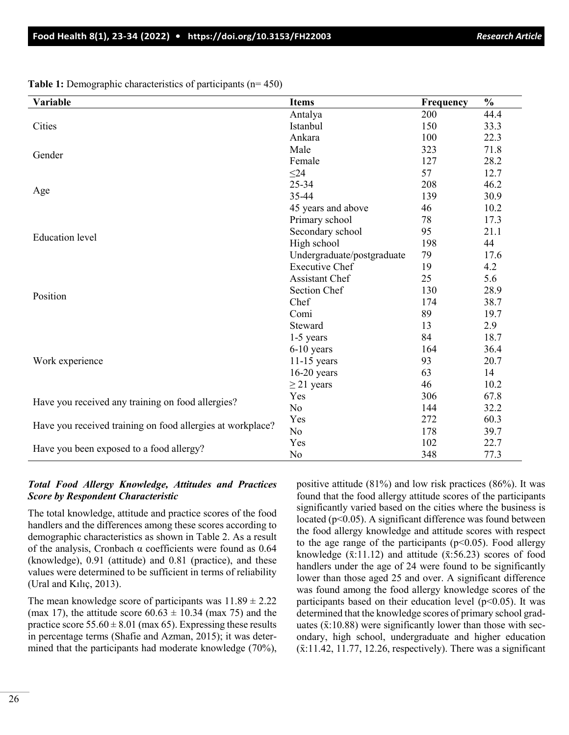**Table 1:** Demographic characteristics of participants (n= 450)

| Variable | Items | Frequency | % |
|---|---|---|---|
| Cities | Antalya | 200 | 44.4 |
| | Istanbul | 150 | 33.3 |
| | Ankara | 100 | 22.3 |
| Gender | Male | 323 | 71.8 |
| | Female | 127 | 28.2 |
| Age | ≤24 | 57 | 12.7 |
| | 25-34 | 208 | 46.2 |
| | 35-44 | 139 | 30.9 |
| | 45 years and above | 46 | 10.2 |
| Education level | Primary school | 78 | 17.3 |
| | Secondary school | 95 | 21.1 |
| | High school | 198 | 44 |
| | Undergraduate/postgraduate | 79 | 17.6 |
| Position | Executive Chef | 19 | 4.2 |
| | Assistant Chef | 25 | 5.6 |
| | Section Chef | 130 | 28.9 |
| | Chef | 174 | 38.7 |
| | Comi | 89 | 19.7 |
| | Steward | 13 | 2.9 |
| Work experience | 1-5 years | 84 | 18.7 |
| | 6-10 years | 164 | 36.4 |
| | 11-15 years | 93 | 20.7 |
| | 16-20 years | 63 | 14 |
| | ≥ 21 years | 46 | 10.2 |
| Have you received any training on food allergies? | Yes | 306 | 67.8 |
| | No | 144 | 32.2 |
| Have you received training on food allergies at workplace? | Yes | 272 | 60.3 |
| | No | 178 | 39.7 |
| Have you been exposed to a food allergy? | Yes | 102 | 22.7 |
| | No | 348 | 77.3 |

### *Total Food Allergy Knowledge, Attitudes and Practices Score by Respondent Characteristic*

The total knowledge, attitude and practice scores of the food handlers and the differences among these scores according to demographic characteristics as shown in Table 2. As a result of the analysis, Cronbach α coefficients were found as 0.64 (knowledge), 0.91 (attitude) and 0.81 (practice), and these values were determined to be sufficient in terms of reliability (Ural and Kılıç, 2013).

The mean knowledge score of participants was $11.89 \pm 2.22$ (max 17), the attitude score $60.63 \pm 10.34$ (max 75) and the practice score $55.60 \pm 8.01$ (max 65). Expressing these results in percentage terms (Shafie and Azman, 2015); it was determined that the participants had moderate knowledge (70%), positive attitude (81%) and low risk practices (86%). It was found that the food allergy attitude scores of the participants significantly varied based on the cities where the business is located ($p<0.05$). A significant difference was found between the food allergy knowledge and attitude scores with respect to the age range of the participants ($p<0.05$). Food allergy knowledge ($\bar{x}$:11.12) and attitude ($\bar{x}$:56.23) scores of food handlers under the age of 24 were found to be significantly lower than those aged 25 and over. A significant difference was found among the food allergy knowledge scores of the participants based on their education level ($p<0.05$). It was determined that the knowledge scores of primary school graduates ($\bar{x}$:10.88) were significantly lower than those with secondary, high school, undergraduate and higher education ($\bar{x}$:11.42, 11.77, 12.26, respectively). There was a significant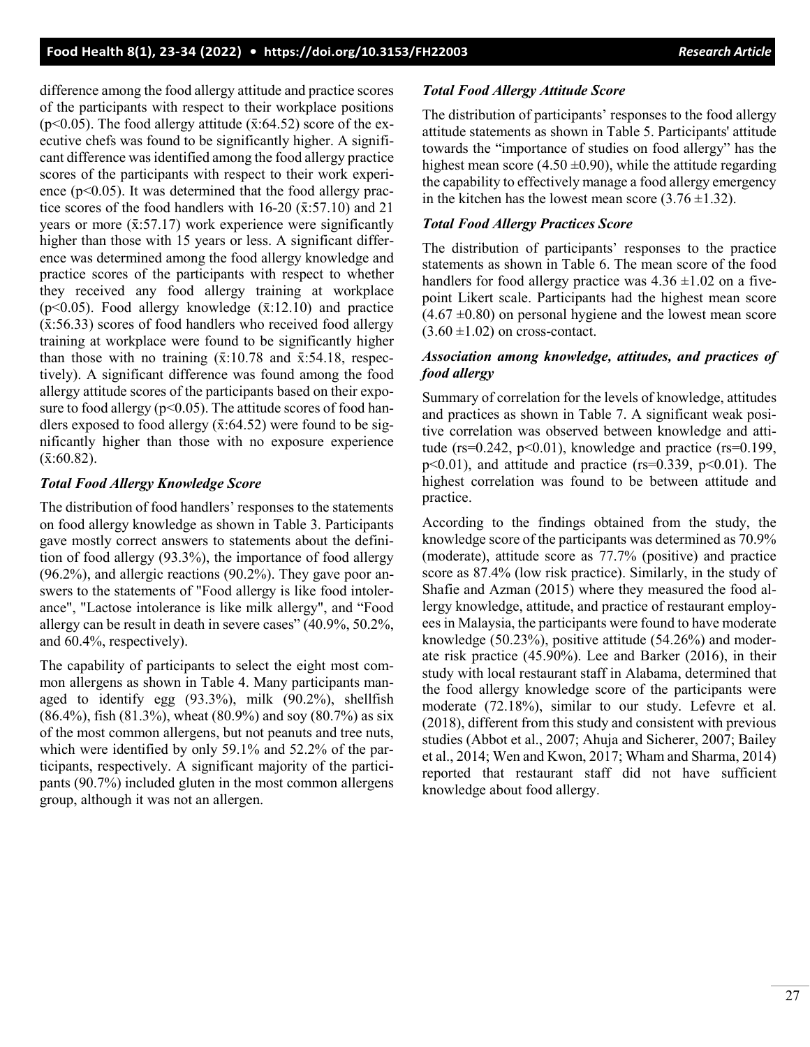difference among the food allergy attitude and practice scores of the participants with respect to their workplace positions ($p<0.05$). The food allergy attitude ($\bar{x}$:64.52) score of the executive chefs was found to be significantly higher. A significant difference was identified among the food allergy practice scores of the participants with respect to their work experience ($p<0.05$). It was determined that the food allergy practice scores of the food handlers with 16-20 ($\bar{x}$:57.10) and 21 years or more ($\bar{x}$:57.17) work experience were significantly higher than those with 15 years or less. A significant difference was determined among the food allergy knowledge and practice scores of the participants with respect to whether they received any food allergy training at workplace ($p<0.05$). Food allergy knowledge ($\bar{x}$:12.10) and practice ($\bar{x}$:56.33) scores of food handlers who received food allergy training at workplace were found to be significantly higher than those with no training ($\bar{x}$:10.78 and $\bar{x}$:54.18, respectively). A significant difference was found among the food allergy attitude scores of the participants based on their exposure to food allergy ($p<0.05$). The attitude scores of food handlers exposed to food allergy ($\bar{x}$:64.52) were found to be significantly higher than those with no exposure experience ($\bar{x}$:60.82).

### *Total Food Allergy Knowledge Score*

The distribution of food handlers' responses to the statements on food allergy knowledge as shown in Table 3. Participants gave mostly correct answers to statements about the definition of food allergy (93.3%), the importance of food allergy (96.2%), and allergic reactions (90.2%). They gave poor answers to the statements of "Food allergy is like food intolerance", "Lactose intolerance is like milk allergy", and "Food allergy can be result in death in severe cases" (40.9%, 50.2%, and 60.4%, respectively).

The capability of participants to select the eight most common allergens as shown in Table 4. Many participants managed to identify egg (93.3%), milk (90.2%), shellfish (86.4%), fish (81.3%), wheat (80.9%) and soy (80.7%) as six of the most common allergens, but not peanuts and tree nuts, which were identified by only 59.1% and 52.2% of the participants, respectively. A significant majority of the participants (90.7%) included gluten in the most common allergens group, although it was not an allergen.

### *Total Food Allergy Attitude Score*

The distribution of participants' responses to the food allergy attitude statements as shown in Table 5. Participants' attitude towards the "importance of studies on food allergy" has the highest mean score ($4.50 \pm 0.90$), while the attitude regarding the capability to effectively manage a food allergy emergency in the kitchen has the lowest mean score ($3.76 \pm 1.32$).

### *Total Food Allergy Practices Score*

The distribution of participants' responses to the practice statements as shown in Table 6. The mean score of the food handlers for food allergy practice was $4.36 \pm 1.02$ on a five-point Likert scale. Participants had the highest mean score ($4.67 \pm 0.80$) on personal hygiene and the lowest mean score ($3.60 \pm 1.02$) on cross-contact.

### *Association among knowledge, attitudes, and practices of food allergy*

Summary of correlation for the levels of knowledge, attitudes and practices as shown in Table 7. A significant weak positive correlation was observed between knowledge and attitude ($r_s=0.242$, $p<0.01$), knowledge and practice ($r_s=0.199$, $p<0.01$), and attitude and practice ($r_s=0.339$, $p<0.01$). The highest correlation was found to be between attitude and practice.

According to the findings obtained from the study, the knowledge score of the participants was determined as 70.9% (moderate), attitude score as 77.7% (positive) and practice score as 87.4% (low risk practice). Similarly, in the study of Shafie and Azman (2015) where they measured the food allergy knowledge, attitude, and practice of restaurant employees in Malaysia, the participants were found to have moderate knowledge (50.23%), positive attitude (54.26%) and moderate risk practice (45.90%). Lee and Barker (2016), in their study with local restaurant staff in Alabama, determined that the food allergy knowledge score of the participants were moderate (72.18%), similar to our study. Lefevre et al. (2018), different from this study and consistent with previous studies (Abbot et al., 2007; Ahuja and Sicherer, 2007; Bailey et al., 2014; Wen and Kwon, 2017; Wham and Sharma, 2014) reported that restaurant staff did not have sufficient knowledge about food allergy.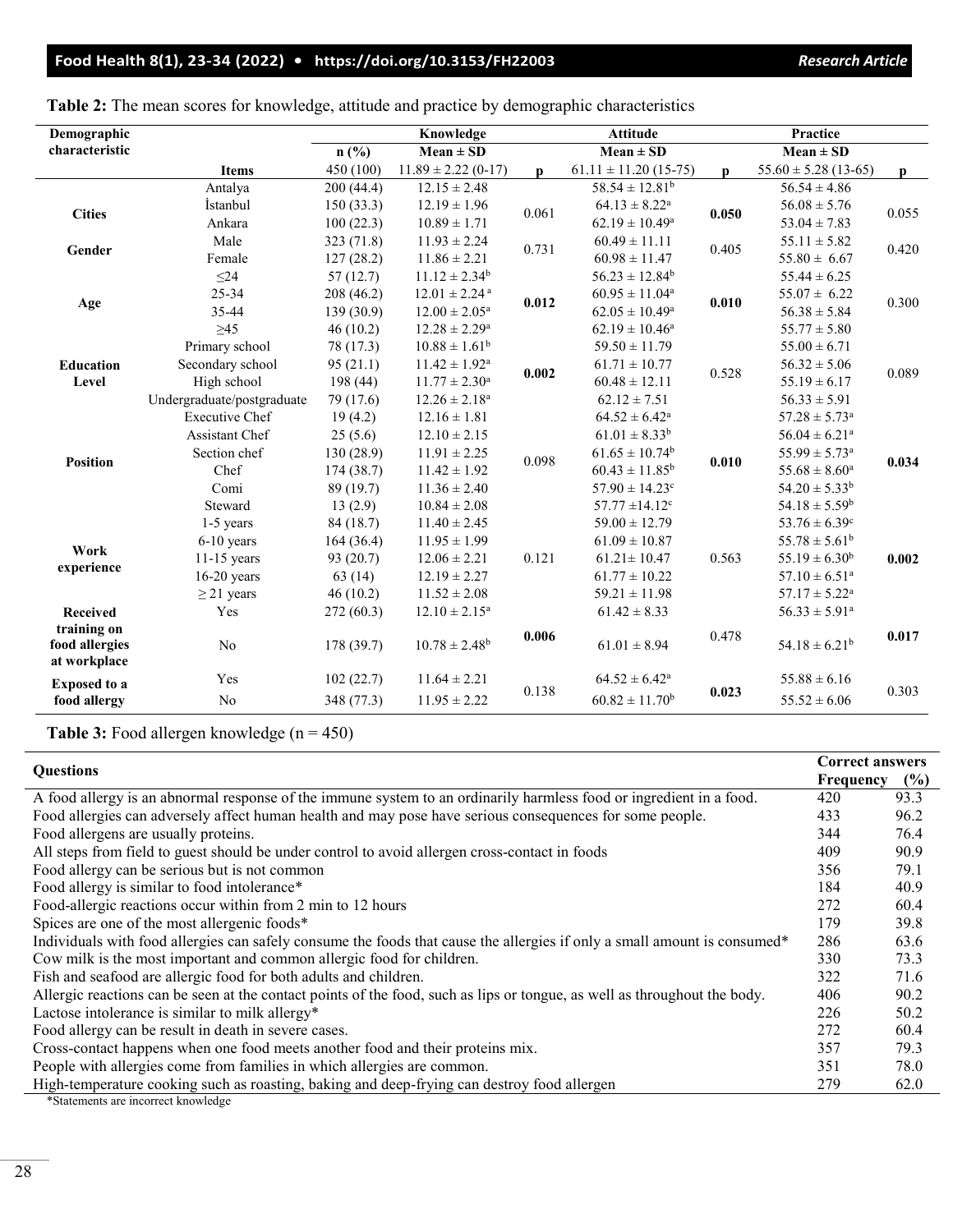**Table 2:** The mean scores for knowledge, attitude and practice by demographic characteristics

| Demographic characteristic | Items | n (%) | Knowledge Mean ± SD | p | Attitude Mean ± SD | p | Practice Mean ± SD | p |
|---|---|---|---|---|---|---|---|---|
| | | 450 (100) | 11.89 ± 2.22 (0-17) | | 61.11 ± 11.20 (15-75) | | 55.60 ± 5.28 (13-65) | |
| Cities | Antalya | 200 (44.4) | 12.15 ± 2.48 | 0.061 | 58.54 ± 12.81[b] | **0.050** | 56.54 ± 4.86 | 0.055 |
| | İstanbul | 150 (33.3) | 12.19 ± 1.96 | | 64.13 ± 8.22[a] | | 56.08 ± 5.76 | |
| | Ankara | 100 (22.3) | 10.89 ± 1.71 | | 62.19 ± 10.49[a] | | 53.04 ± 7.83 | |
| Gender | Male | 323 (71.8) | 11.93 ± 2.24 | 0.731 | 60.49 ± 11.11 | 0.405 | 55.11 ± 5.82 | 0.420 |
| | Female | 127 (28.2) | 11.86 ± 2.21 | | 60.98 ± 11.47 | | 55.80 ± 6.67 | |
| Age | ≤24 | 57 (12.7) | 11.12 ± 2.34[b] | **0.012** | 56.23 ± 12.84[b] | **0.010** | 55.44 ± 6.25 | 0.300 |
| | 25-34 | 208 (46.2) | 12.01 ± 2.24[a] | | 60.95 ± 11.04[a] | | 55.07 ± 6.22 | |
| | 35-44 | 139 (30.9) | 12.00 ± 2.05[a] | | 62.05 ± 10.49[a] | | 56.38 ± 5.84 | |
| | ≥45 | 46 (10.2) | 12.28 ± 2.29[a] | | 62.19 ± 10.46[a] | | 55.77 ± 5.80 | |
| Education Level | Primary school | 78 (17.3) | 10.88 ± 1.61[b] | **0.002** | 59.50 ± 11.79 | 0.528 | 55.00 ± 6.71 | 0.089 |
| | Secondary school | 95 (21.1) | 11.42 ± 1.92[a] | | 61.71 ± 10.77 | | 56.32 ± 5.06 | |
| | High school | 198 (44) | 11.77 ± 2.30[a] | | 60.48 ± 12.11 | | 55.19 ± 6.17 | |
| | Undergraduate/postgraduate | 79 (17.6) | 12.26 ± 2.18[a] | | 62.12 ± 7.51 | | 56.33 ± 5.91 | |
| Position | Executive Chef | 19 (4.2) | 12.16 ± 1.81 | 0.098 | 64.52 ± 6.42[a] | **0.010** | 57.28 ± 5.73[a] | **0.034** |
| | Assistant Chef | 25 (5.6) | 12.10 ± 2.15 | | 61.01 ± 8.33[b] | | 56.04 ± 6.21[a] | |
| | Section chef | 130 (28.9) | 11.91 ± 2.25 | | 61.65 ± 10.74[b] | | 55.99 ± 5.73[a] | |
| | Chef | 174 (38.7) | 11.42 ± 1.92 | | 60.43 ± 11.85[b] | | 55.68 ± 8.60[a] | |
| | Comi | 89 (19.7) | 11.36 ± 2.40 | | 57.90 ± 14.23[c] | | 54.20 ± 5.33[b] | |
| | Steward | 13 (2.9) | 10.84 ± 2.08 | | 57.77 ±14.12[c] | | 54.18 ± 5.59[b] | |
| Work experience | 1-5 years | 84 (18.7) | 11.40 ± 2.45 | 0.121 | 59.00 ± 12.79 | 0.563 | 53.76 ± 6.39[c] | **0.002** |
| | 6-10 years | 164 (36.4) | 11.95 ± 1.99 | | 61.09 ± 10.87 | | 55.78 ± 5.61[b] | |
| | 11-15 years | 93 (20.7) | 12.06 ± 2.21 | | 61.21± 10.47 | | 55.19 ± 6.30[b] | |
| | 16-20 years | 63 (14) | 12.19 ± 2.27 | | 61.77 ± 10.22 | | 57.10 ± 6.51[a] | |
| | ≥ 21 years | 46 (10.2) | 11.52 ± 2.08 | | 59.21 ± 11.98 | | 57.17 ± 5.22[a] | |
| Received training on food allergies at workplace | Yes | 272 (60.3) | 12.10 ± 2.15[a] | **0.006** | 61.42 ± 8.33 | 0.478 | 56.33 ± 5.91[a] | **0.017** |
| | No | 178 (39.7) | 10.78 ± 2.48[b] | | 61.01 ± 8.94 | | 54.18 ± 6.21[b] | |
| Exposed to a food allergy | Yes | 102 (22.7) | 11.64 ± 2.21 | 0.138 | 64.52 ± 6.42[a] | **0.023** | 55.88 ± 6.16 | 0.303 |
| | No | 348 (77.3) | 11.95 ± 2.22 | | 60.82 ± 11.70[b] | | 55.52 ± 6.06 | |

**Table 3:** Food allergen knowledge (n = 450)

| Questions | Correct answers Frequency | (%) |
|---|---|---|
| A food allergy is an abnormal response of the immune system to an ordinarily harmless food or ingredient in a food. | 420 | 93.3 |
| Food allergies can adversely affect human health and may pose have serious consequences for some people. | 433 | 96.2 |
| Food allergens are usually proteins. | 344 | 76.4 |
| All steps from field to guest should be under control to avoid allergen cross-contact in foods | 409 | 90.9 |
| Food allergy can be serious but is not common | 356 | 79.1 |
| Food allergy is similar to food intolerance* | 184 | 40.9 |
| Food-allergic reactions occur within from 2 min to 12 hours | 272 | 60.4 |
| Spices are one of the most allergenic foods* | 179 | 39.8 |
| Individuals with food allergies can safely consume the foods that cause the allergies if only a small amount is consumed* | 286 | 63.6 |
| Cow milk is the most important and common allergic food for children. | 330 | 73.3 |
| Fish and seafood are allergic food for both adults and children. | 322 | 71.6 |
| Allergic reactions can be seen at the contact points of the food, such as lips or tongue, as well as throughout the body. | 406 | 90.2 |
| Lactose intolerance is similar to milk allergy* | 226 | 50.2 |
| Food allergy can be result in death in severe cases. | 272 | 60.4 |
| Cross-contact happens when one food meets another food and their proteins mix. | 357 | 79.3 |
| People with allergies come from families in which allergies are common. | 351 | 78.0 |
| High-temperature cooking such as roasting, baking and deep-frying can destroy food allergen | 279 | 62.0 |

*Statements are incorrect knowledge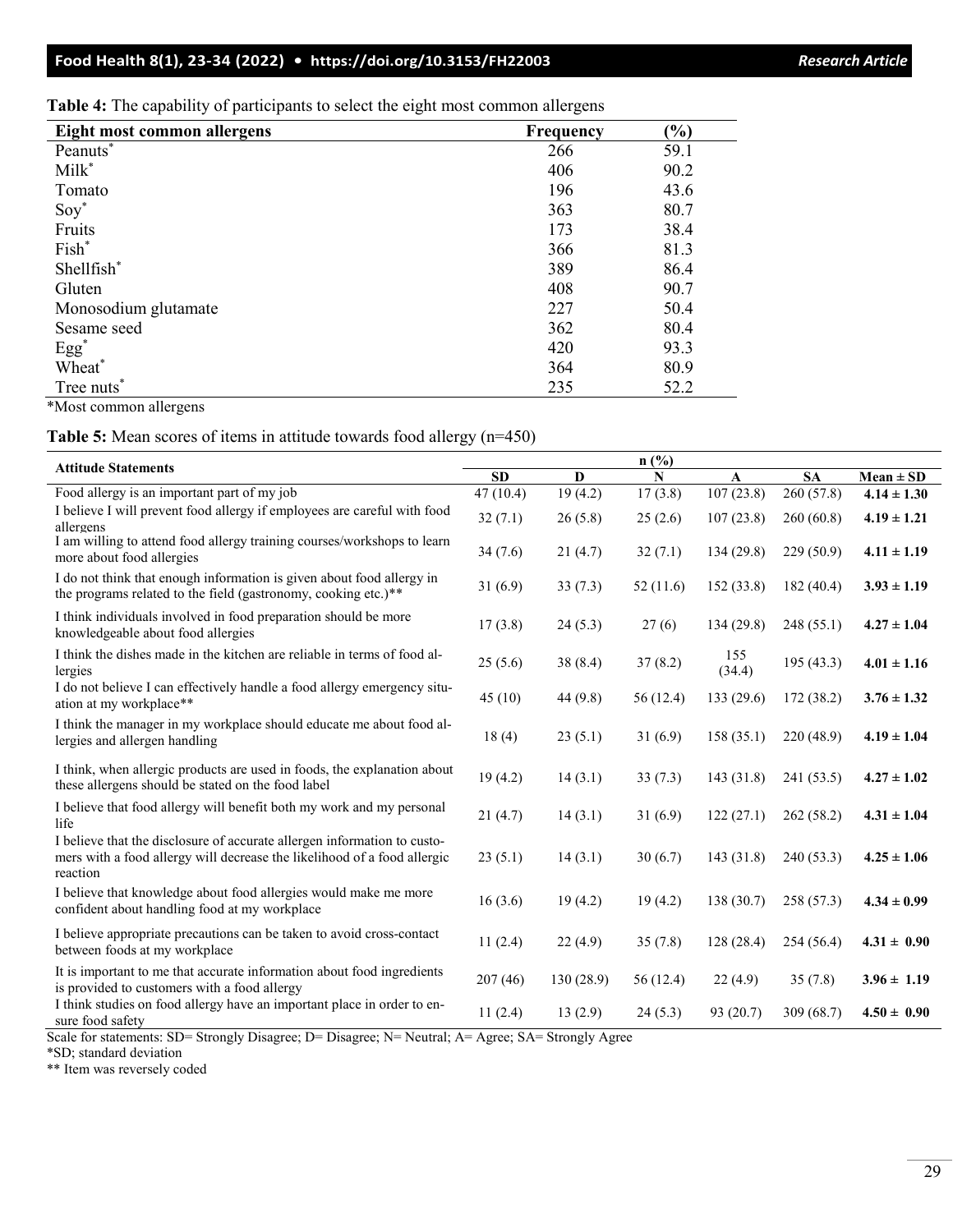**Table 4:** The capability of participants to select the eight most common allergens

| Eight most common allergens | Frequency | (%) |
|---|---|---|
| Peanuts* | 266 | 59.1 |
| Milk* | 406 | 90.2 |
| Tomato | 196 | 43.6 |
| Soy* | 363 | 80.7 |
| Fruits | 173 | 38.4 |
| Fish* | 366 | 81.3 |
| Shellfish* | 389 | 86.4 |
| Gluten | 408 | 90.7 |
| Monosodium glutamate | 227 | 50.4 |
| Sesame seed | 362 | 80.4 |
| Egg* | 420 | 93.3 |
| Wheat* | 364 | 80.9 |
| Tree nuts* | 235 | 52.2 |

*Most common allergens

**Table 5:** Mean scores of items in attitude towards food allergy (n=450)

| Attitude Statements | n (%) | | | | | |
|---|---|---|---|---|---|---|
| | SD | D | N | A | SA | Mean ± SD |
| Food allergy is an important part of my job | 47 (10.4) | 19 (4.2) | 17 (3.8) | 107 (23.8) | 260 (57.8) | **4.14 ± 1.30** |
| I believe I will prevent food allergy if employees are careful with food allergens | 32 (7.1) | 26 (5.8) | 25 (2.6) | 107 (23.8) | 260 (60.8) | **4.19 ± 1.21** |
| I am willing to attend food allergy training courses/workshops to learn more about food allergies | 34 (7.6) | 21 (4.7) | 32 (7.1) | 134 (29.8) | 229 (50.9) | **4.11 ± 1.19** |
| I do not think that enough information is given about food allergy in the programs related to the field (gastronomy, cooking etc.)** | 31 (6.9) | 33 (7.3) | 52 (11.6) | 152 (33.8) | 182 (40.4) | **3.93 ± 1.19** |
| I think individuals involved in food preparation should be more knowledgeable about food allergies | 17 (3.8) | 24 (5.3) | 27 (6) | 134 (29.8) | 248 (55.1) | **4.27 ± 1.04** |
| I think the dishes made in the kitchen are reliable in terms of food allergies | 25 (5.6) | 38 (8.4) | 37 (8.2) | 155 (34.4) | 195 (43.3) | **4.01 ± 1.16** |
| I do not believe I can effectively handle a food allergy emergency situation at my workplace** | 45 (10) | 44 (9.8) | 56 (12.4) | 133 (29.6) | 172 (38.2) | **3.76 ± 1.32** |
| I think the manager in my workplace should educate me about food allergies and allergen handling | 18 (4) | 23 (5.1) | 31 (6.9) | 158 (35.1) | 220 (48.9) | **4.19 ± 1.04** |
| I think, when allergic products are used in foods, the explanation about these allergens should be stated on the food label | 19 (4.2) | 14 (3.1) | 33 (7.3) | 143 (31.8) | 241 (53.5) | **4.27 ± 1.02** |
| I believe that food allergy will benefit both my work and my personal life | 21 (4.7) | 14 (3.1) | 31 (6.9) | 122 (27.1) | 262 (58.2) | **4.31 ± 1.04** |
| I believe that the disclosure of accurate allergen information to customers with a food allergy will decrease the likelihood of a food allergic reaction | 23 (5.1) | 14 (3.1) | 30 (6.7) | 143 (31.8) | 240 (53.3) | **4.25 ± 1.06** |
| I believe that knowledge about food allergies would make me more confident about handling food at my workplace | 16 (3.6) | 19 (4.2) | 19 (4.2) | 138 (30.7) | 258 (57.3) | **4.34 ± 0.99** |
| I believe appropriate precautions can be taken to avoid cross-contact between foods at my workplace | 11 (2.4) | 22 (4.9) | 35 (7.8) | 128 (28.4) | 254 (56.4) | **4.31 ± 0.90** |
| It is important to me that accurate information about food ingredients is provided to customers with a food allergy | 207 (46) | 130 (28.9) | 56 (12.4) | 22 (4.9) | 35 (7.8) | **3.96 ± 1.19** |
| I think studies on food allergy have an important place in order to ensure food safety | 11 (2.4) | 13 (2.9) | 24 (5.3) | 93 (20.7) | 309 (68.7) | **4.50 ± 0.90** |

Scale for statements: SD= Strongly Disagree; D= Disagree; N= Neutral; A= Agree; SA= Strongly Agree
*SD; standard deviation
** Item was reversely coded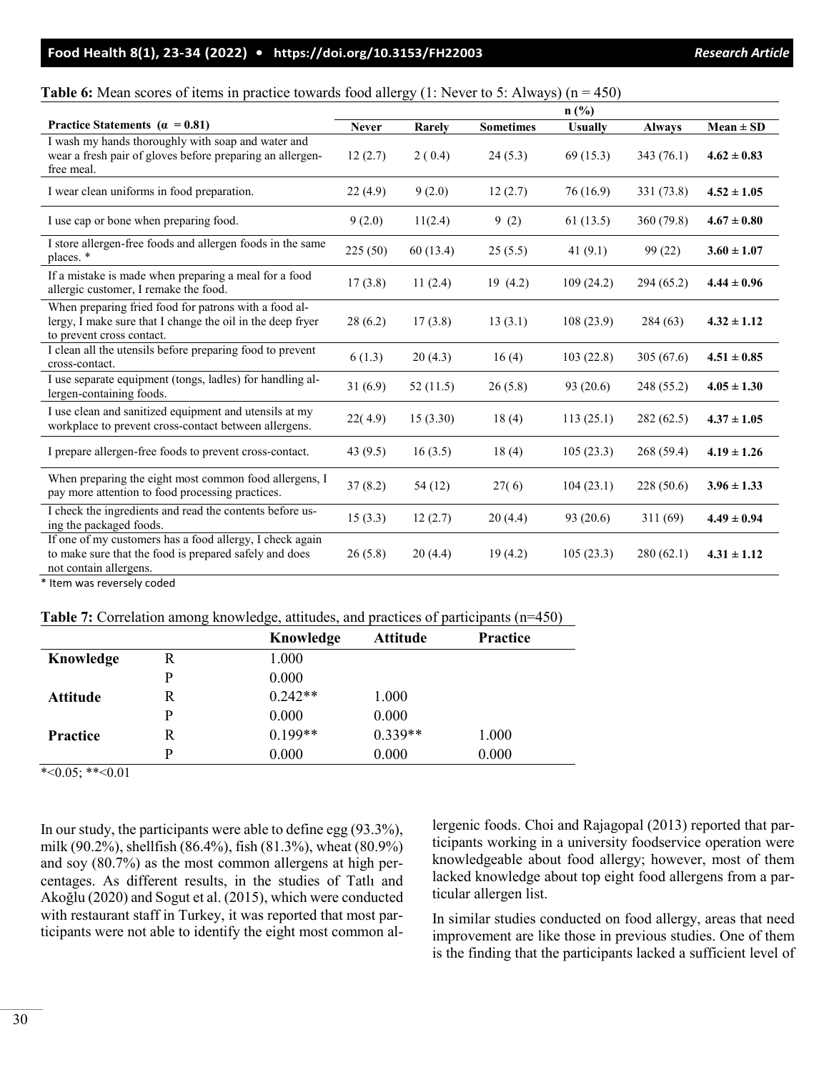**Table 6:** Mean scores of items in practice towards food allergy (1: Never to 5: Always) (n = 450)

| Practice Statements ($\alpha$ = 0.81) | Never | Rarely | Sometimes | Usually | Always | Mean ± SD |
|---|---|---|---|---|---|---|
| | n (%) | | | | | |
| I wash my hands thoroughly with soap and water and wear a fresh pair of gloves before preparing an allergen-free meal. | 12 (2.7) | 2 ( 0.4) | 24 (5.3) | 69 (15.3) | 343 (76.1) | **4.62 ± 0.83** |
| I wear clean uniforms in food preparation. | 22 (4.9) | 9 (2.0) | 12 (2.7) | 76 (16.9) | 331 (73.8) | **4.52 ± 1.05** |
| I use cap or bone when preparing food. | 9 (2.0) | 11(2.4) | 9 (2) | 61 (13.5) | 360 (79.8) | **4.67 ± 0.80** |
| I store allergen-free foods and allergen foods in the same places. * | 225 (50) | 60 (13.4) | 25 (5.5) | 41 (9.1) | 99 (22) | **3.60 ± 1.07** |
| If a mistake is made when preparing a meal for a food allergic customer, I remake the food. | 17 (3.8) | 11 (2.4) | 19 (4.2) | 109 (24.2) | 294 (65.2) | **4.44 ± 0.96** |
| When preparing fried food for patrons with a food allergy, I make sure that I change the oil in the deep fryer to prevent cross contact. | 28 (6.2) | 17 (3.8) | 13 (3.1) | 108 (23.9) | 284 (63) | **4.32 ± 1.12** |
| I clean all the utensils before preparing food to prevent cross-contact. | 6 (1.3) | 20 (4.3) | 16 (4) | 103 (22.8) | 305 (67.6) | **4.51 ± 0.85** |
| I use separate equipment (tongs, ladles) for handling allergen-containing foods. | 31 (6.9) | 52 (11.5) | 26 (5.8) | 93 (20.6) | 248 (55.2) | **4.05 ± 1.30** |
| I use clean and sanitized equipment and utensils at my workplace to prevent cross-contact between allergens. | 22( 4.9) | 15 (3.30) | 18 (4) | 113 (25.1) | 282 (62.5) | **4.37 ± 1.05** |
| I prepare allergen-free foods to prevent cross-contact. | 43 (9.5) | 16 (3.5) | 18 (4) | 105 (23.3) | 268 (59.4) | **4.19 ± 1.26** |
| When preparing the eight most common food allergens, I pay more attention to food processing practices. | 37 (8.2) | 54 (12) | 27( 6) | 104 (23.1) | 228 (50.6) | **3.96 ± 1.33** |
| I check the ingredients and read the contents before using the packaged foods. | 15 (3.3) | 12 (2.7) | 20 (4.4) | 93 (20.6) | 311 (69) | **4.49 ± 0.94** |
| If one of my customers has a food allergy, I check again to make sure that the food is prepared safely and does not contain allergens. | 26 (5.8) | 20 (4.4) | 19 (4.2) | 105 (23.3) | 280 (62.1) | **4.31 ± 1.12** |

\* Item was reversely coded

**Table 7:** Correlation among knowledge, attitudes, and practices of participants (n=450)

| | | Knowledge | Attitude | Practice |
|---|---|---|---|---|
| **Knowledge** | R | 1.000 | | |
| | P | 0.000 | | |
| **Attitude** | R | 0.242** | 1.000 | |
| | P | 0.000 | 0.000 | |
| **Practice** | R | 0.199** | 0.339** | 1.000 |
| | P | 0.000 | 0.000 | 0.000 |

*<0.05; **<0.01

In our study, the participants were able to define egg (93.3%), milk (90.2%), shellfish (86.4%), fish (81.3%), wheat (80.9%) and soy (80.7%) as the most common allergens at high percentages. As different results, in the studies of Tatlı and Akoğlu (2020) and Sogut et al. (2015), which were conducted with restaurant staff in Turkey, it was reported that most participants were not able to identify the eight most common allergenic foods. Choi and Rajagopal (2013) reported that participants working in a university foodservice operation were knowledgeable about food allergy; however, most of them lacked knowledge about top eight food allergens from a particular allergen list.

In similar studies conducted on food allergy, areas that need improvement are like those in previous studies. One of them is the finding that the participants lacked a sufficient level of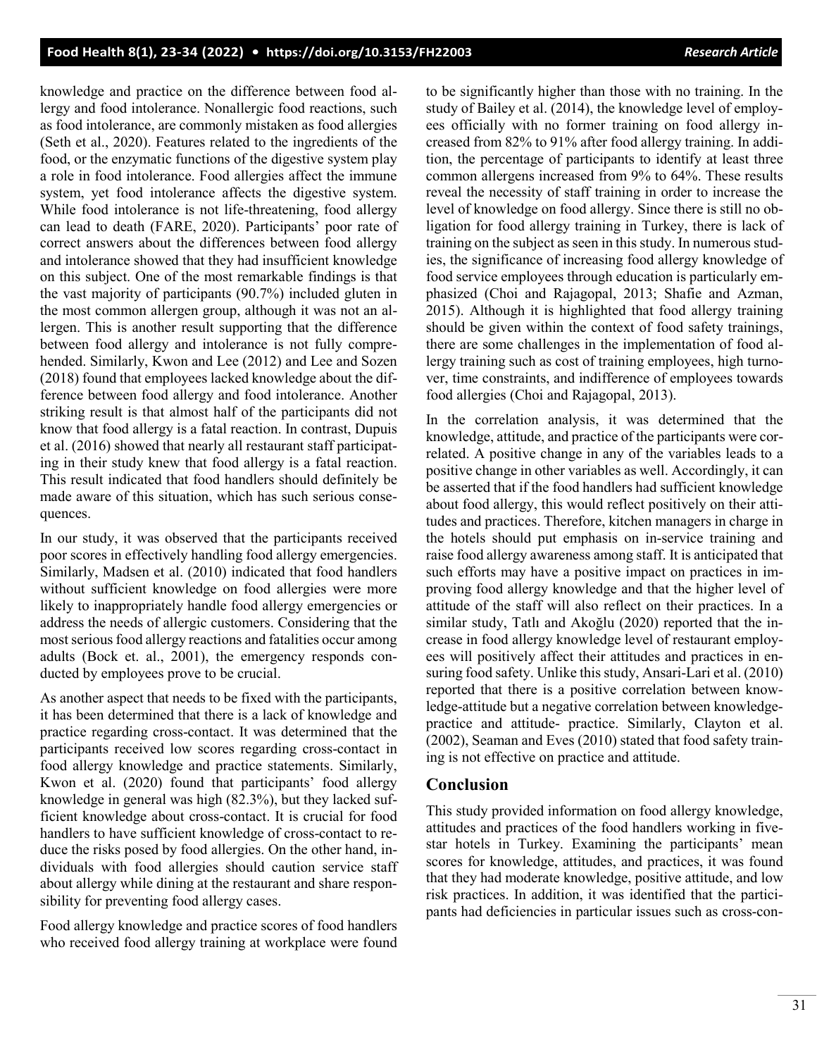knowledge and practice on the difference between food allergy and food intolerance. Nonallergic food reactions, such as food intolerance, are commonly mistaken as food allergies (Seth et al., 2020). Features related to the ingredients of the food, or the enzymatic functions of the digestive system play a role in food intolerance. Food allergies affect the immune system, yet food intolerance affects the digestive system. While food intolerance is not life-threatening, food allergy can lead to death (FARE, 2020). Participants' poor rate of correct answers about the differences between food allergy and intolerance showed that they had insufficient knowledge on this subject. One of the most remarkable findings is that the vast majority of participants (90.7%) included gluten in the most common allergen group, although it was not an allergen. This is another result supporting that the difference between food allergy and intolerance is not fully comprehended. Similarly, Kwon and Lee (2012) and Lee and Sozen (2018) found that employees lacked knowledge about the difference between food allergy and food intolerance. Another striking result is that almost half of the participants did not know that food allergy is a fatal reaction. In contrast, Dupuis et al. (2016) showed that nearly all restaurant staff participating in their study knew that food allergy is a fatal reaction. This result indicated that food handlers should definitely be made aware of this situation, which has such serious consequences.

In our study, it was observed that the participants received poor scores in effectively handling food allergy emergencies. Similarly, Madsen et al. (2010) indicated that food handlers without sufficient knowledge on food allergies were more likely to inappropriately handle food allergy emergencies or address the needs of allergic customers. Considering that the most serious food allergy reactions and fatalities occur among adults (Bock et. al., 2001), the emergency responds conducted by employees prove to be crucial.

As another aspect that needs to be fixed with the participants, it has been determined that there is a lack of knowledge and practice regarding cross-contact. It was determined that the participants received low scores regarding cross-contact in food allergy knowledge and practice statements. Similarly, Kwon et al. (2020) found that participants' food allergy knowledge in general was high (82.3%), but they lacked sufficient knowledge about cross-contact. It is crucial for food handlers to have sufficient knowledge of cross-contact to reduce the risks posed by food allergies. On the other hand, individuals with food allergies should caution service staff about allergy while dining at the restaurant and share responsibility for preventing food allergy cases.

Food allergy knowledge and practice scores of food handlers who received food allergy training at workplace were found to be significantly higher than those with no training. In the study of Bailey et al. (2014), the knowledge level of employees officially with no former training on food allergy increased from 82% to 91% after food allergy training. In addition, the percentage of participants to identify at least three common allergens increased from 9% to 64%. These results reveal the necessity of staff training in order to increase the level of knowledge on food allergy. Since there is still no obligation for food allergy training in Turkey, there is lack of training on the subject as seen in this study. In numerous studies, the significance of increasing food allergy knowledge of food service employees through education is particularly emphasized (Choi and Rajagopal, 2013; Shafie and Azman, 2015). Although it is highlighted that food allergy training should be given within the context of food safety trainings, there are some challenges in the implementation of food allergy training such as cost of training employees, high turnover, time constraints, and indifference of employees towards food allergies (Choi and Rajagopal, 2013).

In the correlation analysis, it was determined that the knowledge, attitude, and practice of the participants were correlated. A positive change in any of the variables leads to a positive change in other variables as well. Accordingly, it can be asserted that if the food handlers had sufficient knowledge about food allergy, this would reflect positively on their attitudes and practices. Therefore, kitchen managers in charge in the hotels should put emphasis on in-service training and raise food allergy awareness among staff. It is anticipated that such efforts may have a positive impact on practices in improving food allergy knowledge and that the higher level of attitude of the staff will also reflect on their practices. In a similar study, Tatlı and Akoğlu (2020) reported that the increase in food allergy knowledge level of restaurant employees will positively affect their attitudes and practices in ensuring food safety. Unlike this study, Ansari-Lari et al. (2010) reported that there is a positive correlation between knowledge-attitude but a negative correlation between knowledge-practice and attitude- practice. Similarly, Clayton et al. (2002), Seaman and Eves (2010) stated that food safety training is not effective on practice and attitude.

## Conclusion

This study provided information on food allergy knowledge, attitudes and practices of the food handlers working in five-star hotels in Turkey. Examining the participants' mean scores for knowledge, attitudes, and practices, it was found that they had moderate knowledge, positive attitude, and low risk practices. In addition, it was identified that the participants had deficiencies in particular issues such as cross-con-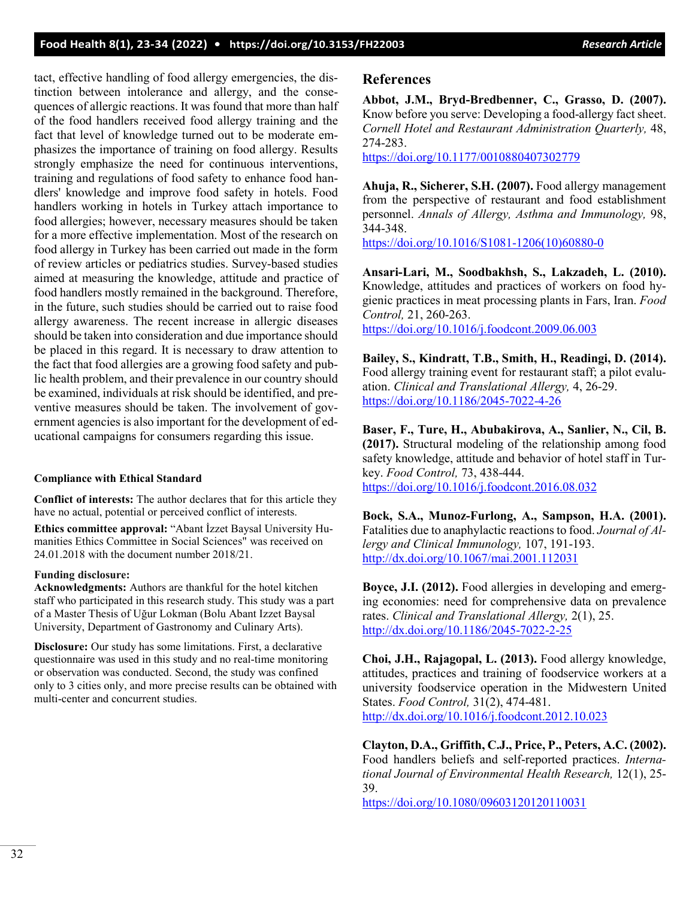tact, effective handling of food allergy emergencies, the distinction between intolerance and allergy, and the consequences of allergic reactions. It was found that more than half of the food handlers received food allergy training and the fact that level of knowledge turned out to be moderate emphasizes the importance of training on food allergy. Results strongly emphasize the need for continuous interventions, training and regulations of food safety to enhance food handlers' knowledge and improve food safety in hotels. Food handlers working in hotels in Turkey attach importance to food allergies; however, necessary measures should be taken for a more effective implementation. Most of the research on food allergy in Turkey has been carried out made in the form of review articles or pediatrics studies. Survey-based studies aimed at measuring the knowledge, attitude and practice of food handlers mostly remained in the background. Therefore, in the future, such studies should be carried out to raise food allergy awareness. The recent increase in allergic diseases should be taken into consideration and due importance should be placed in this regard. It is necessary to draw attention to the fact that food allergies are a growing food safety and public health problem, and their prevalence in our country should be examined, individuals at risk should be identified, and preventive measures should be taken. The involvement of government agencies is also important for the development of educational campaigns for consumers regarding this issue.

#### Compliance with Ethical Standard

**Conflict of interests:** The author declares that for this article they have no actual, potential or perceived conflict of interests.

**Ethics committee approval:** "Abant İzzet Baysal University Humanities Ethics Committee in Social Sciences" was received on 24.01.2018 with the document number 2018/21.

**Funding disclosure:**

**Acknowledgments:** Authors are thankful for the hotel kitchen staff who participated in this research study. This study was a part of a Master Thesis of Uğur Lokman (Bolu Abant Izzet Baysal University, Department of Gastronomy and Culinary Arts).

**Disclosure:** Our study has some limitations. First, a declarative questionnaire was used in this study and no real-time monitoring or observation was conducted. Second, the study was confined only to 3 cities only, and more precise results can be obtained with multi-center and concurrent studies.

## References

**Abbot, J.M., Bryd-Bredbenner, C., Grasso, D. (2007).** Know before you serve: Developing a food-allergy fact sheet. *Cornell Hotel and Restaurant Administration Quarterly,* 48, 274-283.
https://doi.org/10.1177/0010880407302779

**Ahuja, R., Sicherer, S.H. (2007).** Food allergy management from the perspective of restaurant and food establishment personnel. *Annals of Allergy, Asthma and Immunology,* 98, 344-348.
https://doi.org/10.1016/S1081-1206(10)60880-0

**Ansari-Lari, M., Soodbakhsh, S., Lakzadeh, L. (2010).** Knowledge, attitudes and practices of workers on food hygienic practices in meat processing plants in Fars, Iran. *Food Control,* 21, 260-263.
https://doi.org/10.1016/j.foodcont.2009.06.003

**Bailey, S., Kindratt, T.B., Smith, H., Readingi, D. (2014).** Food allergy training event for restaurant staff; a pilot evaluation. *Clinical and Translational Allergy,* 4, 26-29.
https://doi.org/10.1186/2045-7022-4-26

**Baser, F., Ture, H., Abubakirova, A., Sanlier, N., Cil, B. (2017).** Structural modeling of the relationship among food safety knowledge, attitude and behavior of hotel staff in Turkey. *Food Control,* 73, 438-444.
https://doi.org/10.1016/j.foodcont.2016.08.032

**Bock, S.A., Munoz-Furlong, A., Sampson, H.A. (2001).** Fatalities due to anaphylactic reactions to food. *Journal of Allergy and Clinical Immunology,* 107, 191-193.
http://dx.doi.org/10.1067/mai.2001.112031

**Boyce, J.I. (2012).** Food allergies in developing and emerging economies: need for comprehensive data on prevalence rates. *Clinical and Translational Allergy,* 2(1), 25.
http://dx.doi.org/10.1186/2045-7022-2-25

**Choi, J.H., Rajagopal, L. (2013).** Food allergy knowledge, attitudes, practices and training of foodservice workers at a university foodservice operation in the Midwestern United States. *Food Control,* 31(2), 474-481.
http://dx.doi.org/10.1016/j.foodcont.2012.10.023

**Clayton, D.A., Griffith, C.J., Price, P., Peters, A.C. (2002).** Food handlers beliefs and self-reported practices. *International Journal of Environmental Health Research,* 12(1), 25-39.
https://doi.org/10.1080/09603120120110031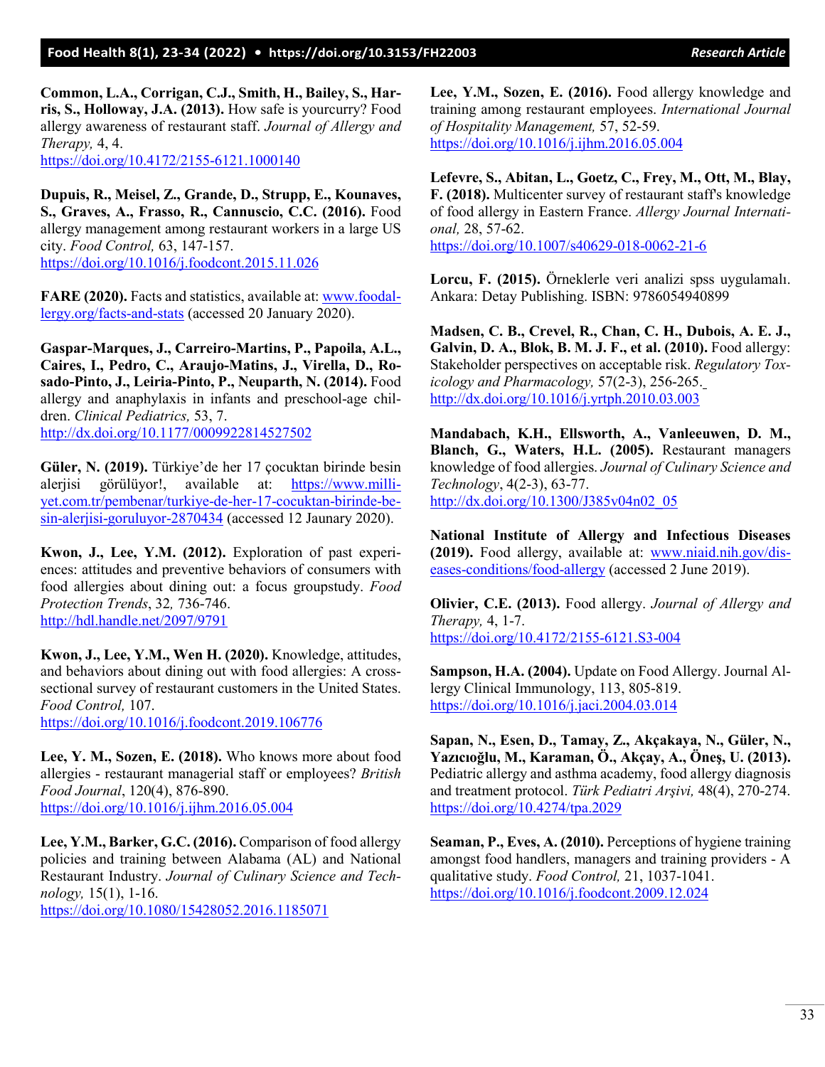**Common, L.A., Corrigan, C.J., Smith, H., Bailey, S., Harris, S., Holloway, J.A. (2013).** How safe is yourcurry? Food allergy awareness of restaurant staff. *Journal of Allergy and Therapy,* 4, 4.
https://doi.org/10.4172/2155-6121.1000140

**Dupuis, R., Meisel, Z., Grande, D., Strupp, E., Kounaves, S., Graves, A., Frasso, R., Cannuscio, C.C. (2016).** Food allergy management among restaurant workers in a large US city. *Food Control,* 63, 147-157.
https://doi.org/10.1016/j.foodcont.2015.11.026

**FARE (2020).** Facts and statistics, available at: www.foodallergy.org/facts-and-stats (accessed 20 January 2020).

**Gaspar-Marques, J., Carreiro-Martins, P., Papoila, A.L., Caires, I., Pedro, C., Araujo-Matins, J., Virella, D., Rosado-Pinto, J., Leiria-Pinto, P., Neuparth, N. (2014).** Food allergy and anaphylaxis in infants and preschool-age children. *Clinical Pediatrics,* 53, 7.
http://dx.doi.org/10.1177/0009922814527502

**Güler, N. (2019).** Türkiye'de her 17 çocuktan birinde besin alerjisi görülüyor!, available at: https://www.milliyet.com.tr/pembenar/turkiye-de-her-17-cocuktan-birinde-besin-alerjisi-goruluyor-2870434 (accessed 12 Jaunary 2020).

**Kwon, J., Lee, Y.M. (2012).** Exploration of past experiences: attitudes and preventive behaviors of consumers with food allergies about dining out: a focus groupstudy. *Food Protection Trends*, 32*,* 736-746.
http://hdl.handle.net/2097/9791

**Kwon, J., Lee, Y.M., Wen H. (2020).** Knowledge, attitudes, and behaviors about dining out with food allergies: A cross-sectional survey of restaurant customers in the United States. *Food Control,* 107.
https://doi.org/10.1016/j.foodcont.2019.106776

**Lee, Y. M., Sozen, E. (2018).** Who knows more about food allergies - restaurant managerial staff or employees? *British Food Journal*, 120(4), 876-890.
https://doi.org/10.1016/j.ijhm.2016.05.004

**Lee, Y.M., Barker, G.C. (2016).** Comparison of food allergy policies and training between Alabama (AL) and National Restaurant Industry. *Journal of Culinary Science and Technology,* 15(1), 1-16.
https://doi.org/10.1080/15428052.2016.1185071

**Lee, Y.M., Sozen, E. (2016).** Food allergy knowledge and training among restaurant employees. *International Journal of Hospitality Management,* 57, 52-59.
https://doi.org/10.1016/j.ijhm.2016.05.004

**Lefevre, S., Abitan, L., Goetz, C., Frey, M., Ott, M., Blay, F. (2018).** Multicenter survey of restaurant staff's knowledge of food allergy in Eastern France. *Allergy Journal International,* 28, 57-62.
https://doi.org/10.1007/s40629-018-0062-21-6

**Lorcu, F. (2015).** Örneklerle veri analizi spss uygulamalı. Ankara: Detay Publishing. ISBN: 9786054940899

**Madsen, C. B., Crevel, R., Chan, C. H., Dubois, A. E. J., Galvin, D. A., Blok, B. M. J. F., et al. (2010).** Food allergy: Stakeholder perspectives on acceptable risk. *Regulatory Toxicology and Pharmacology,* 57(2-3), 256-265.
http://dx.doi.org/10.1016/j.yrtph.2010.03.003

**Mandabach, K.H., Ellsworth, A., Vanleeuwen, D. M., Blanch, G., Waters, H.L. (2005).** Restaurant managers knowledge of food allergies. *Journal of Culinary Science and Technology*, 4(2-3), 63-77.
http://dx.doi.org/10.1300/J385v04n02_05

**National Institute of Allergy and Infectious Diseases (2019).** Food allergy, available at: www.niaid.nih.gov/diseases-conditions/food-allergy (accessed 2 June 2019).

**Olivier, C.E. (2013).** Food allergy. *Journal of Allergy and Therapy,* 4, 1-7.
https://doi.org/10.4172/2155-6121.S3-004

**Sampson, H.A. (2004).** Update on Food Allergy. Journal Allergy Clinical Immunology, 113, 805-819.
https://doi.org/10.1016/j.jaci.2004.03.014

**Sapan, N., Esen, D., Tamay, Z., Akçakaya, N., Güler, N., Yazıcıoğlu, M., Karaman, Ö., Akçay, A., Öneş, U. (2013).** Pediatric allergy and asthma academy, food allergy diagnosis and treatment protocol. *Türk Pediatri Arşivi,* 48(4), 270-274.
https://doi.org/10.4274/tpa.2029

**Seaman, P., Eves, A. (2010).** Perceptions of hygiene training amongst food handlers, managers and training providers - A qualitative study. *Food Control,* 21, 1037-1041.
https://doi.org/10.1016/j.foodcont.2009.12.024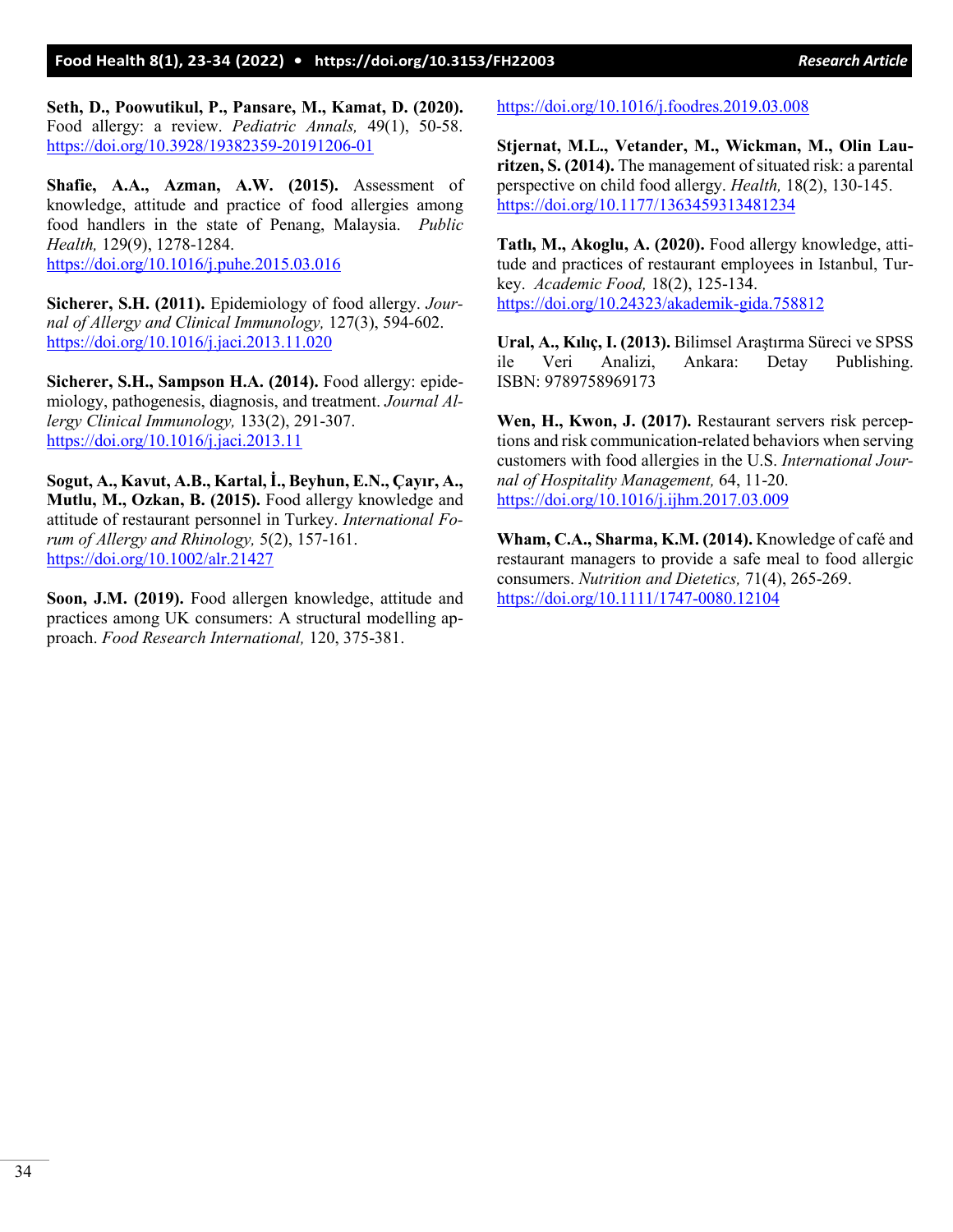**Seth, D., Poowutikul, P., Pansare, M., Kamat, D. (2020).** Food allergy: a review. *Pediatric Annals,* 49(1), 50-58. https://doi.org/10.3928/19382359-20191206-01

**Shafie, A.A., Azman, A.W. (2015).** Assessment of knowledge, attitude and practice of food allergies among food handlers in the state of Penang, Malaysia. *Public Health,* 129(9), 1278-1284. https://doi.org/10.1016/j.puhe.2015.03.016

**Sicherer, S.H. (2011).** Epidemiology of food allergy. *Journal of Allergy and Clinical Immunology,* 127(3), 594-602. https://doi.org/10.1016/j.jaci.2013.11.020

**Sicherer, S.H., Sampson H.A. (2014).** Food allergy: epidemiology, pathogenesis, diagnosis, and treatment. *Journal Allergy Clinical Immunology,* 133(2), 291-307. https://doi.org/10.1016/j.jaci.2013.11

**Sogut, A., Kavut, A.B., Kartal, İ., Beyhun, E.N., Çayır, A., Mutlu, M., Ozkan, B. (2015).** Food allergy knowledge and attitude of restaurant personnel in Turkey. *International Forum of Allergy and Rhinology,* 5(2), 157-161. https://doi.org/10.1002/alr.21427

**Soon, J.M. (2019).** Food allergen knowledge, attitude and practices among UK consumers: A structural modelling approach. *Food Research International,* 120, 375-381. https://doi.org/10.1016/j.foodres.2019.03.008

**Stjernat, M.L., Vetander, M., Wickman, M., Olin Lauritzen, S. (2014).** The management of situated risk: a parental perspective on child food allergy. *Health,* 18(2), 130-145. https://doi.org/10.1177/1363459313481234

**Tatlı, M., Akoglu, A. (2020).** Food allergy knowledge, attitude and practices of restaurant employees in Istanbul, Turkey. *Academic Food,* 18(2), 125-134. https://doi.org/10.24323/akademik-gida.758812

**Ural, A., Kılıç, I. (2013).** Bilimsel Araştırma Süreci ve SPSS ile Veri Analizi, Ankara: Detay Publishing. ISBN: 9789758969173

**Wen, H., Kwon, J. (2017).** Restaurant servers risk perceptions and risk communication-related behaviors when serving customers with food allergies in the U.S. *International Journal of Hospitality Management,* 64, 11-20. https://doi.org/10.1016/j.ijhm.2017.03.009

**Wham, C.A., Sharma, K.M. (2014).** Knowledge of café and restaurant managers to provide a safe meal to food allergic consumers. *Nutrition and Dietetics,* 71(4), 265-269. https://doi.org/10.1111/1747-0080.12104